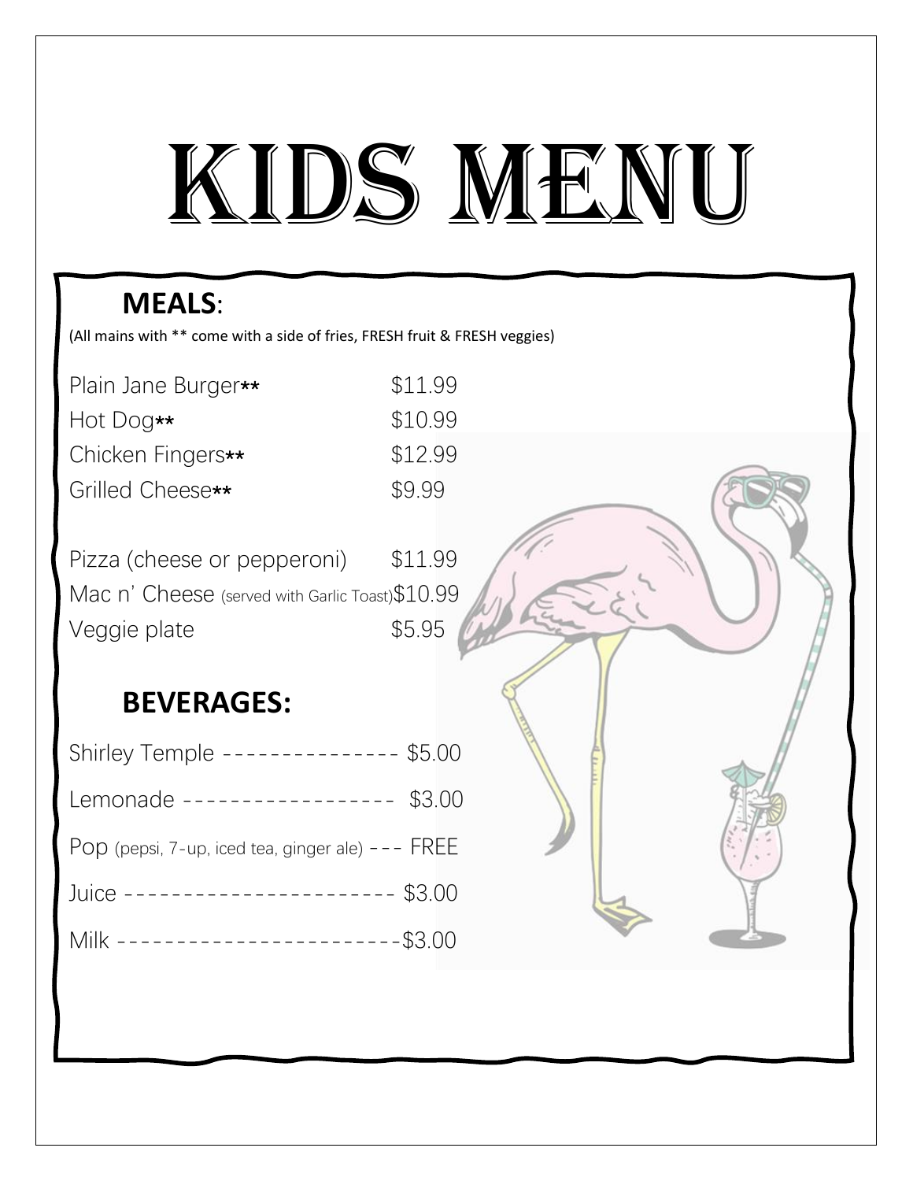# KIDS MENU

## MEALS:

(All mains with ** come with a side of fries, FRESH fruit & FRESH veggies)

Plain Jane Burger** $11.99
Hot Dog** $10.99
Chicken Fingers** $12.99
Grilled Cheese** $9.99

Pizza (cheese or pepperoni) $11.99
Mac n' Cheese (served with Garlic Toast) $10.99
Veggie plate $5.95

## BEVERAGES:

Shirley Temple --------------- $5.00

Lemonade ------------------ $3.00

Pop (pepsi, 7-up, iced tea, ginger ale) --- FREE

Juice ----------------------- $3.00

Milk ------------------------$3.00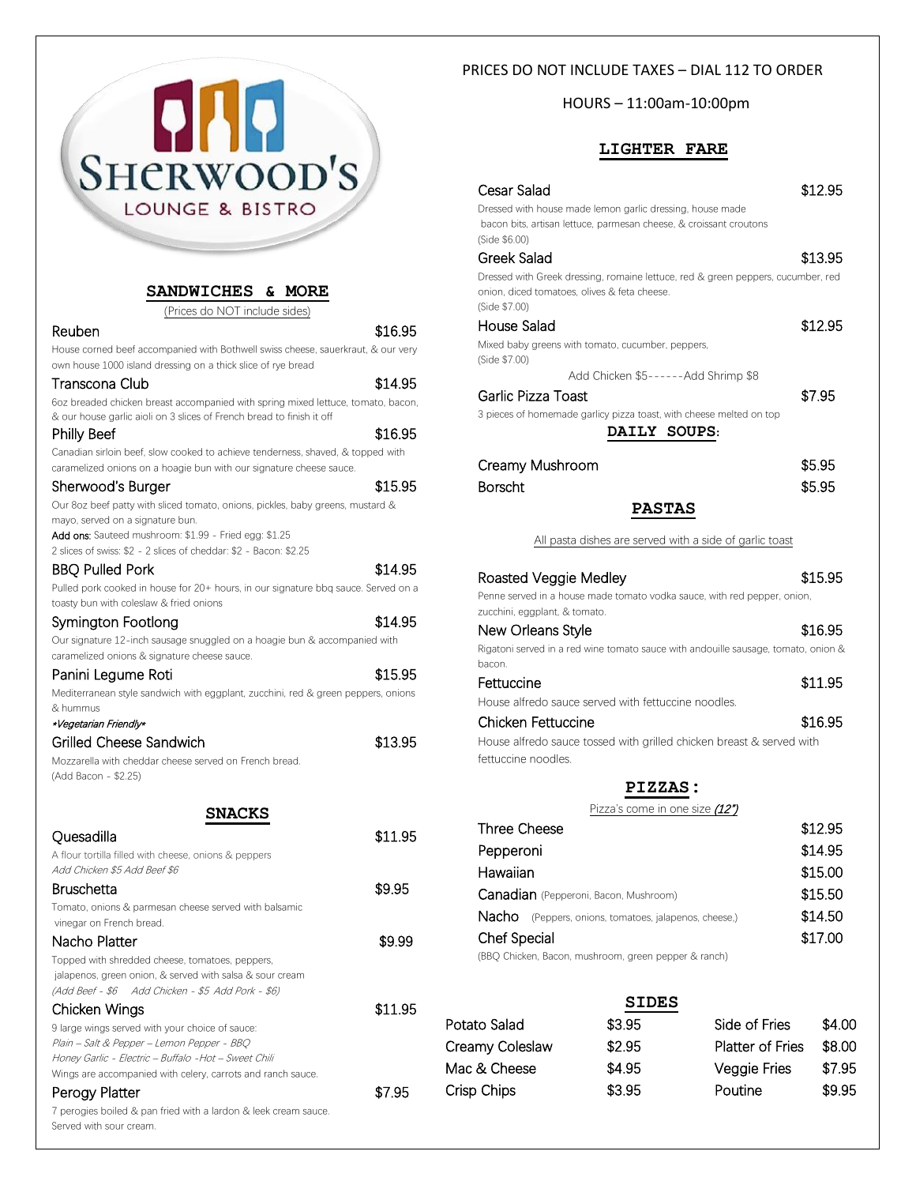# SHERWOOD'S LOUNGE & BISTRO

## SANDWICHES & MORE

(Prices do NOT include sides)

**Reuben** — $16.95
House corned beef accompanied with Bothwell swiss cheese, sauerkraut, & our very own house 1000 island dressing on a thick slice of rye bread

**Transcona Club** — $14.95
6oz breaded chicken breast accompanied with spring mixed lettuce, tomato, bacon, & our house garlic aioli on 3 slices of French bread to finish it off

**Philly Beef** — $16.95
Canadian sirloin beef, slow cooked to achieve tenderness, shaved, & topped with caramelized onions on a hoagie bun with our signature cheese sauce.

**Sherwood's Burger** — $15.95
Our 8oz beef patty with sliced tomato, onions, pickles, baby greens, mustard & mayo, served on a signature bun.
Add ons: Sauteed mushroom: $1.99 - Fried egg: $1.25
2 slices of swiss: $2 - 2 slices of cheddar: $2 - Bacon: $2.25

**BBQ Pulled Pork** — $14.95
Pulled pork cooked in house for 20+ hours, in our signature bbq sauce. Served on a toasty bun with coleslaw & fried onions

**Symington Footlong** — $14.95
Our signature 12-inch sausage snuggled on a hoagie bun & accompanied with caramelized onions & signature cheese sauce.

**Panini Legume Roti** — $15.95
Mediterranean style sandwich with eggplant, zucchini, red & green peppers, onions & hummus
*\*Vegetarian Friendly\**

**Grilled Cheese Sandwich** — $13.95
Mozzarella with cheddar cheese served on French bread.
(Add Bacon - $2.25)

## SNACKS

**Quesadilla** — $11.95
A flour tortilla filled with cheese, onions & peppers
*Add Chicken $5 Add Beef $6*

**Bruschetta** — $9.95
Tomato, onions & parmesan cheese served with balsamic vinegar on French bread.

**Nacho Platter** — $9.99
Topped with shredded cheese, tomatoes, peppers, jalapenos, green onion, & served with salsa & sour cream
*(Add Beef - $6 Add Chicken - $5 Add Pork - $6)*

**Chicken Wings** — $11.95
9 large wings served with your choice of sauce:
*Plain – Salt & Pepper – Lemon Pepper - BBQ*
*Honey Garlic - Electric – Buffalo -Hot – Sweet Chili*
Wings are accompanied with celery, carrots and ranch sauce.

**Perogy Platter** — $7.95
7 perogies boiled & pan fried with a lardon & leek cream sauce. Served with sour cream.

PRICES DO NOT INCLUDE TAXES – DIAL 112 TO ORDER

HOURS – 11:00am-10:00pm

## LIGHTER FARE

**Cesar Salad** — $12.95
Dressed with house made lemon garlic dressing, house made bacon bits, artisan lettuce, parmesan cheese, & croissant croutons
(Side $6.00)

**Greek Salad** — $13.95
Dressed with Greek dressing, romaine lettuce, red & green peppers, cucumber, red onion, diced tomatoes, olives & feta cheese.
(Side $7.00)

**House Salad** — $12.95
Mixed baby greens with tomato, cucumber, peppers,
(Side $7.00)

Add Chicken $5------Add Shrimp $8

**Garlic Pizza Toast** — $7.95
3 pieces of homemade garlicy pizza toast, with cheese melted on top

## DAILY SOUPS:

| | |
|---|---|
| Creamy Mushroom | $5.95 |
| Borscht | $5.95 |

## PASTAS

All pasta dishes are served with a side of garlic toast

**Roasted Veggie Medley** — $15.95
Penne served in a house made tomato vodka sauce, with red pepper, onion, zucchini, eggplant, & tomato.

**New Orleans Style** — $16.95
Rigatoni served in a red wine tomato sauce with andouille sausage, tomato, onion & bacon.

**Fettuccine** — $11.95
House alfredo sauce served with fettuccine noodles.

**Chicken Fettuccine** — $16.95
House alfredo sauce tossed with grilled chicken breast & served with fettuccine noodles.

## PIZZAS:

Pizza's come in one size *(12")*

| | |
|---|---|
| Three Cheese | $12.95 |
| Pepperoni | $14.95 |
| Hawaiian | $15.00 |
| Canadian (Pepperoni, Bacon, Mushroom) | $15.50 |
| Nacho (Peppers, onions, tomatoes, jalapenos, cheese,) | $14.50 |
| Chef Special (BBQ Chicken, Bacon, mushroom, green pepper & ranch) | $17.00 |

## SIDES

| | | | |
|---|---|---|---|
| Potato Salad | $3.95 | Side of Fries | $4.00 |
| Creamy Coleslaw | $2.95 | Platter of Fries | $8.00 |
| Mac & Cheese | $4.95 | Veggie Fries | $7.95 |
| Crisp Chips | $3.95 | Poutine | $9.95 |